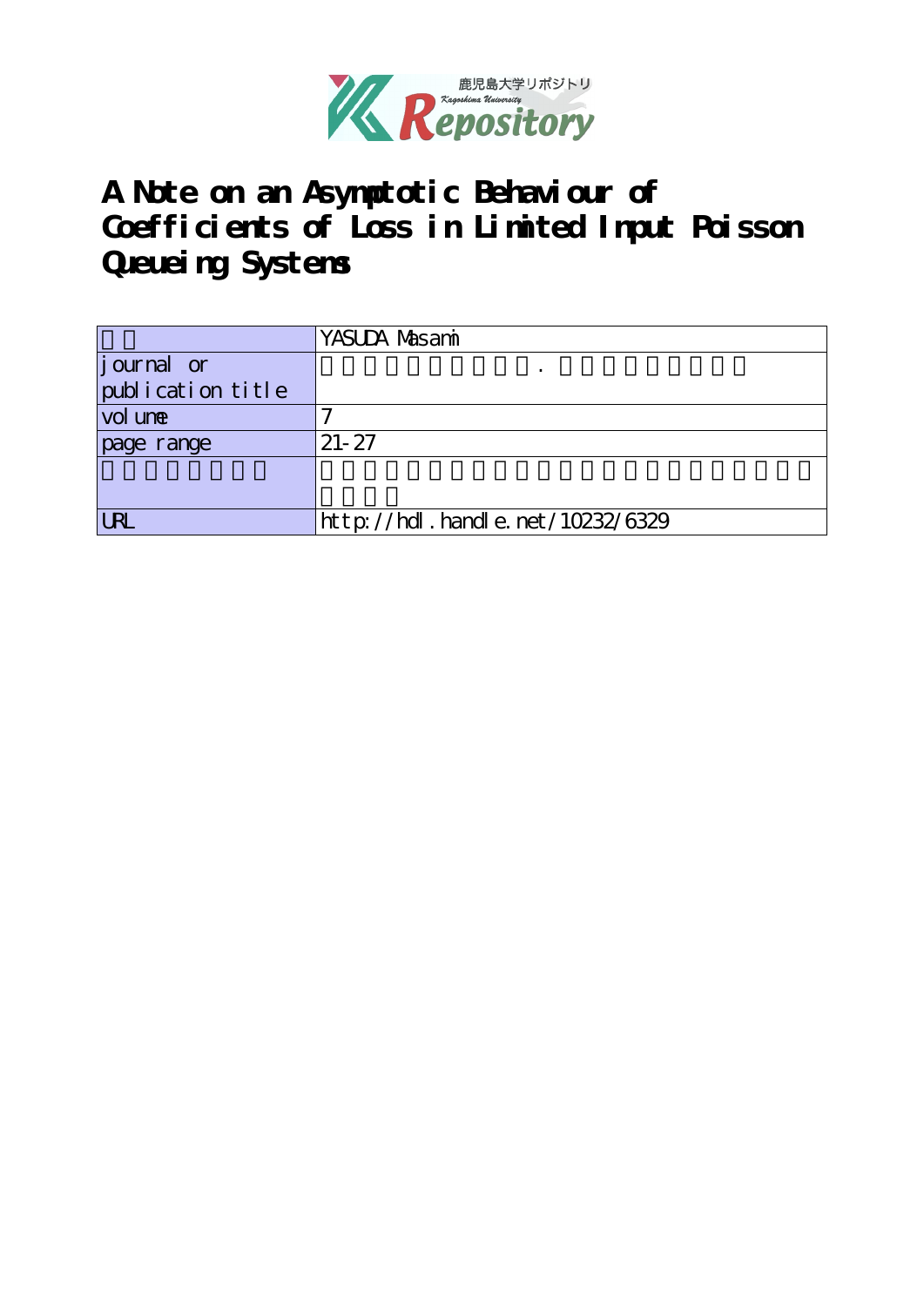# A Note on an Asymptotic Behaviour of Coefficients of Loss in Limited Input Poisson Queueing Systems

| | |
|---|---|
| | YASUDA Masami |
| journal or publication title | |
| volume | 7 |
| page range | 21-27 |
| | |
| URL | http://hdl.handle.net/10232/6329 |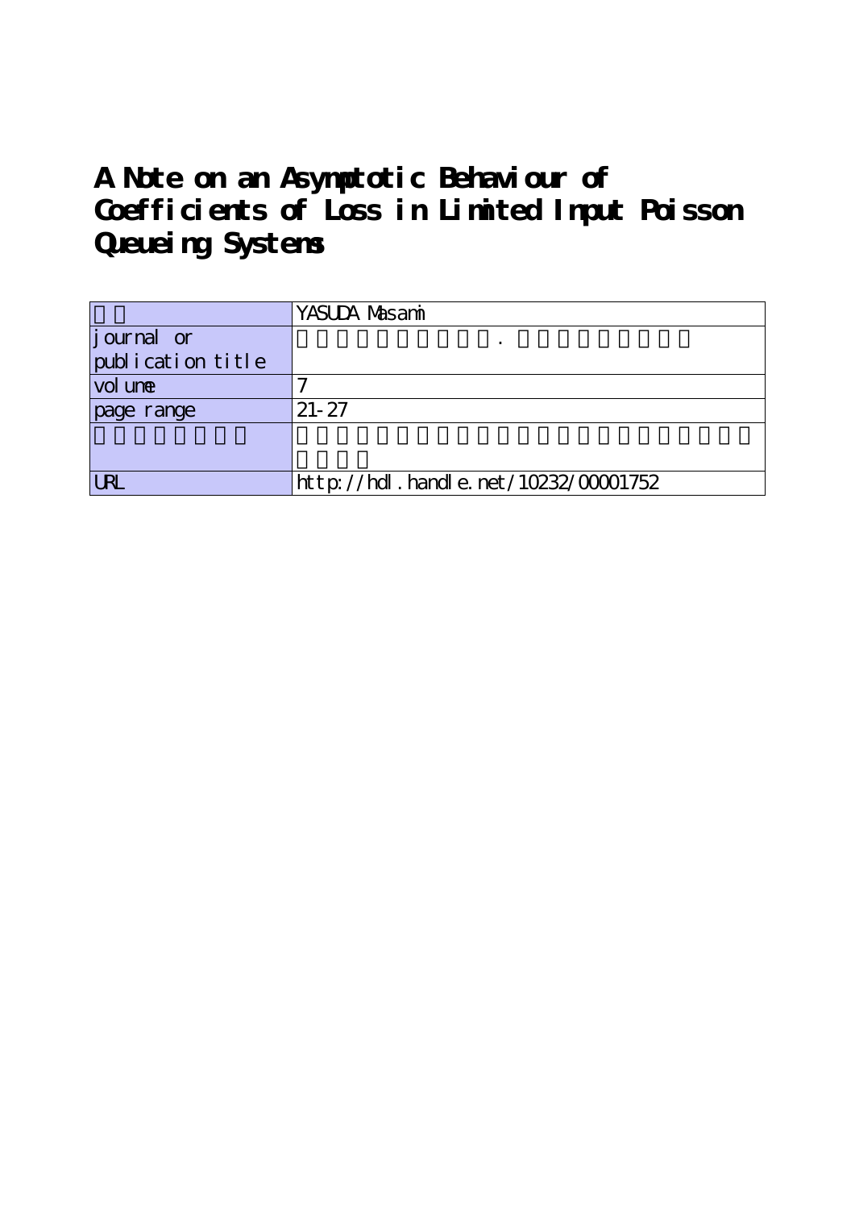# A Note on an Asymptotic Behaviour of Coefficients of Loss in Limited Input Poisson Queueing Systems

| | |
|---|---|
| | YASUDA Masami |
| journal or publication title | . |
| volume | 7 |
| page range | 21-27 |
| | |
| URL | http://hdl.handle.net/10232/00001752 |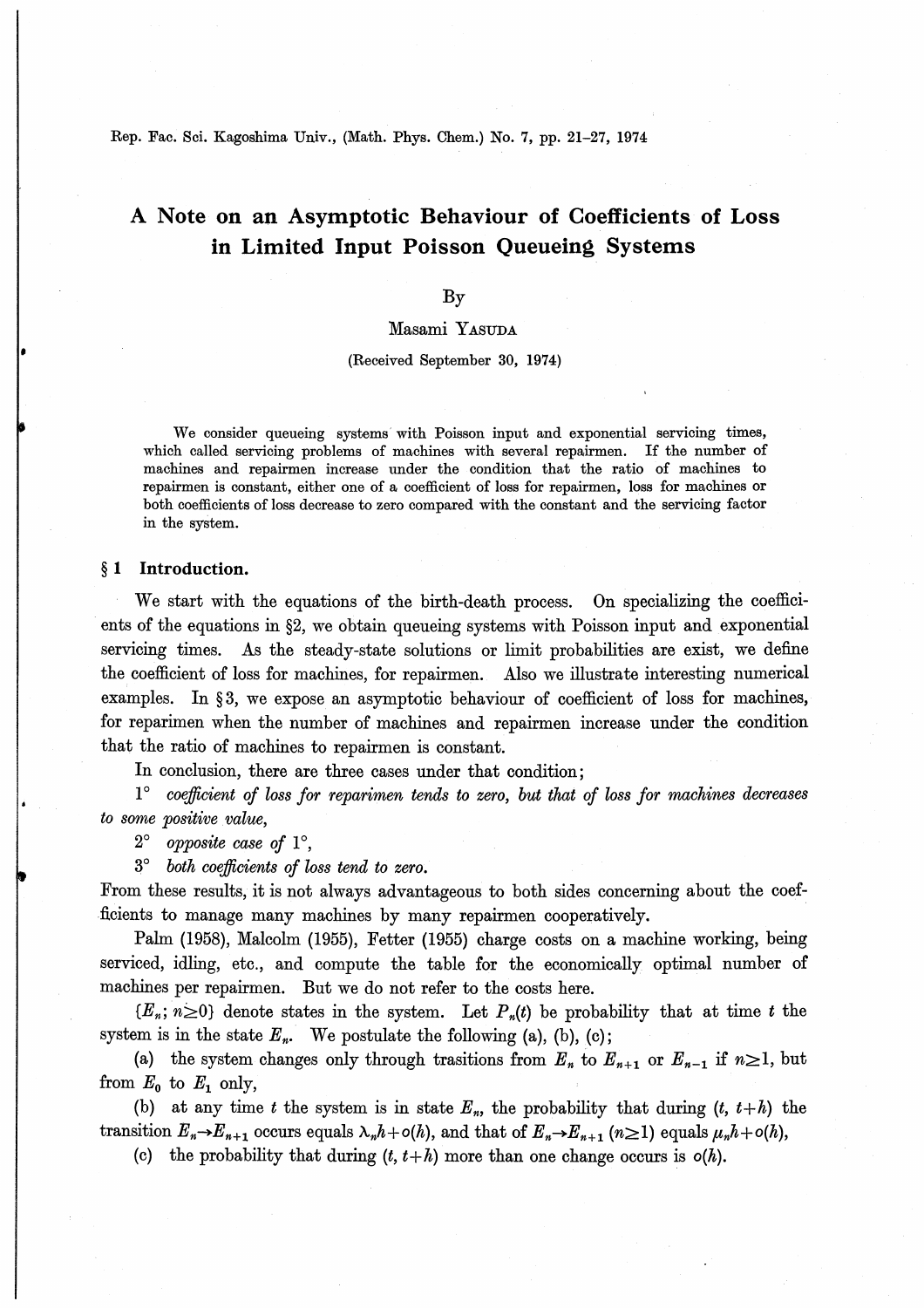Rep. Fac. Sci. Kagoshima Univ., (Math. Phys. Chem.) No. 7, pp. 21–27, 1974

# A Note on an Asymptotic Behaviour of Coefficients of Loss in Limited Input Poisson Queueing Systems

By

Masami YASUDA

(Received September 30, 1974)

We consider queueing systems with Poisson input and exponential servicing times, which called servicing problems of machines with several repairmen. If the number of machines and repairmen increase under the condition that the ratio of machines to repairmen is constant, either one of a coefficient of loss for repairmen, loss for machines or both coefficients of loss decrease to zero compared with the constant and the servicing factor in the system.

## § 1 Introduction.

We start with the equations of the birth-death process. On specializing the coefficients of the equations in §2, we obtain queueing systems with Poisson input and exponential servicing times. As the steady-state solutions or limit probabilities are exist, we define the coefficient of loss for machines, for repairmen. Also we illustrate interesting numerical examples. In §3, we expose an asymptotic behaviour of coefficient of loss for machines, for reparimen when the number of machines and repairmen increase under the condition that the ratio of machines to repairmen is constant.

In conclusion, there are three cases under that condition;

1° *coefficient of loss for reparimen tends to zero, but that of loss for machines decreases to some positive value,*

2° *opposite case of* 1°,

3° *both coefficients of loss tend to zero.*

From these results, it is not always advantageous to both sides concerning about the coefficients to manage many machines by many repairmen cooperatively.

Palm (1958), Malcolm (1955), Fetter (1955) charge costs on a machine working, being serviced, idling, etc., and compute the table for the economically optimal number of machines per repairmen. But we do not refer to the costs here.

$\{E_n;\ n\geq 0\}$ denote states in the system. Let $P_n(t)$ be probability that at time $t$ the system is in the state $E_n$. We postulate the following (a), (b), (c);

(a) the system changes only through trasitions from $E_n$ to $E_{n+1}$ or $E_{n-1}$ if $n\geq 1$, but from $E_0$ to $E_1$ only,

(b) at any time $t$ the system is in state $E_n$, the probability that during $(t, t+h)$ the transition $E_n \rightarrow E_{n+1}$ occurs equals $\lambda_n h + o(h)$, and that of $E_n \rightarrow E_{n+1}$ $(n\geq 1)$ equals $\mu_n h + o(h)$,

(c) the probability that during $(t, t+h)$ more than one change occurs is $o(h)$.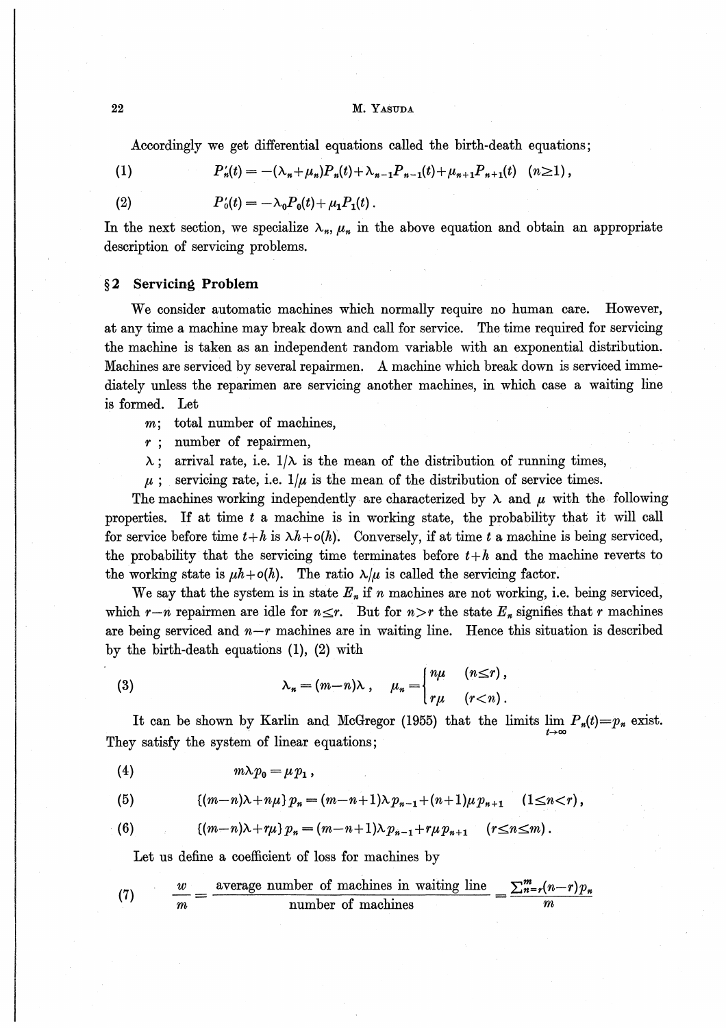Accordingly we get differential equations called the birth-death equations;

$$P_n'(t) = -(\lambda_n + \mu_n)P_n(t) + \lambda_{n-1}P_{n-1}(t) + \mu_{n+1}P_{n+1}(t) \quad (n \geq 1), \tag{1}$$

$$P_0'(t) = -\lambda_0 P_0(t) + \mu_1 P_1(t). \tag{2}$$

In the next section, we specialize $\lambda_n$, $\mu_n$ in the above equation and obtain an appropriate description of servicing problems.

## §2 Servicing Problem

We consider automatic machines which normally require no human care. However, at any time a machine may break down and call for service. The time required for servicing the machine is taken as an independent random variable with an exponential distribution. Machines are serviced by several repairmen. A machine which break down is serviced immediately unless the reparimen are servicing another machines, in which case a waiting line is formed. Let

$m$; total number of machines,

$r$ ; number of repairmen,

$\lambda$ ; arrival rate, i.e. $1/\lambda$ is the mean of the distribution of running times,

$\mu$ ; servicing rate, i.e. $1/\mu$ is the mean of the distribution of service times.

The machines working independently are characterized by $\lambda$ and $\mu$ with the following properties. If at time $t$ a machine is in working state, the probability that it will call for service before time $t+h$ is $\lambda h + o(h)$. Conversely, if at time $t$ a machine is being serviced, the probability that the servicing time terminates before $t+h$ and the machine reverts to the working state is $\mu h + o(h)$. The ratio $\lambda/\mu$ is called the servicing factor.

We say that the system is in state $E_n$ if $n$ machines are not working, i.e. being serviced, which $r-n$ repairmen are idle for $n \leq r$. But for $n > r$ the state $E_n$ signifies that $r$ machines are being serviced and $n-r$ machines are in waiting line. Hence this situation is described by the birth-death equations (1), (2) with

$$\lambda_n = (m-n)\lambda, \quad \mu_n = \begin{cases} n\mu & (n \leq r), \\ r\mu & (r < n). \end{cases} \tag{3}$$

It can be shown by Karlin and McGregor (1955) that the limits $\lim_{t\to\infty} P_n(t) = p_n$ exist. They satisfy the system of linear equations;

$$m\lambda p_0 = \mu p_1, \tag{4}$$

$$\{(m-n)\lambda + n\mu\} p_n = (m-n+1)\lambda p_{n-1} + (n+1)\mu p_{n+1} \quad (1 \leq n < r), \tag{5}$$

$$\{(m-n)\lambda + r\mu\} p_n = (m-n+1)\lambda p_{n-1} + r\mu p_{n+1} \quad (r \leq n \leq m). \tag{6}$$

Let us define a coefficient of loss for machines by

$$\frac{w}{m} = \frac{\text{average number of machines in waiting line}}{\text{number of machines}} = \frac{\sum_{n=r}^{m}(n-r)p_n}{m} \tag{7}$$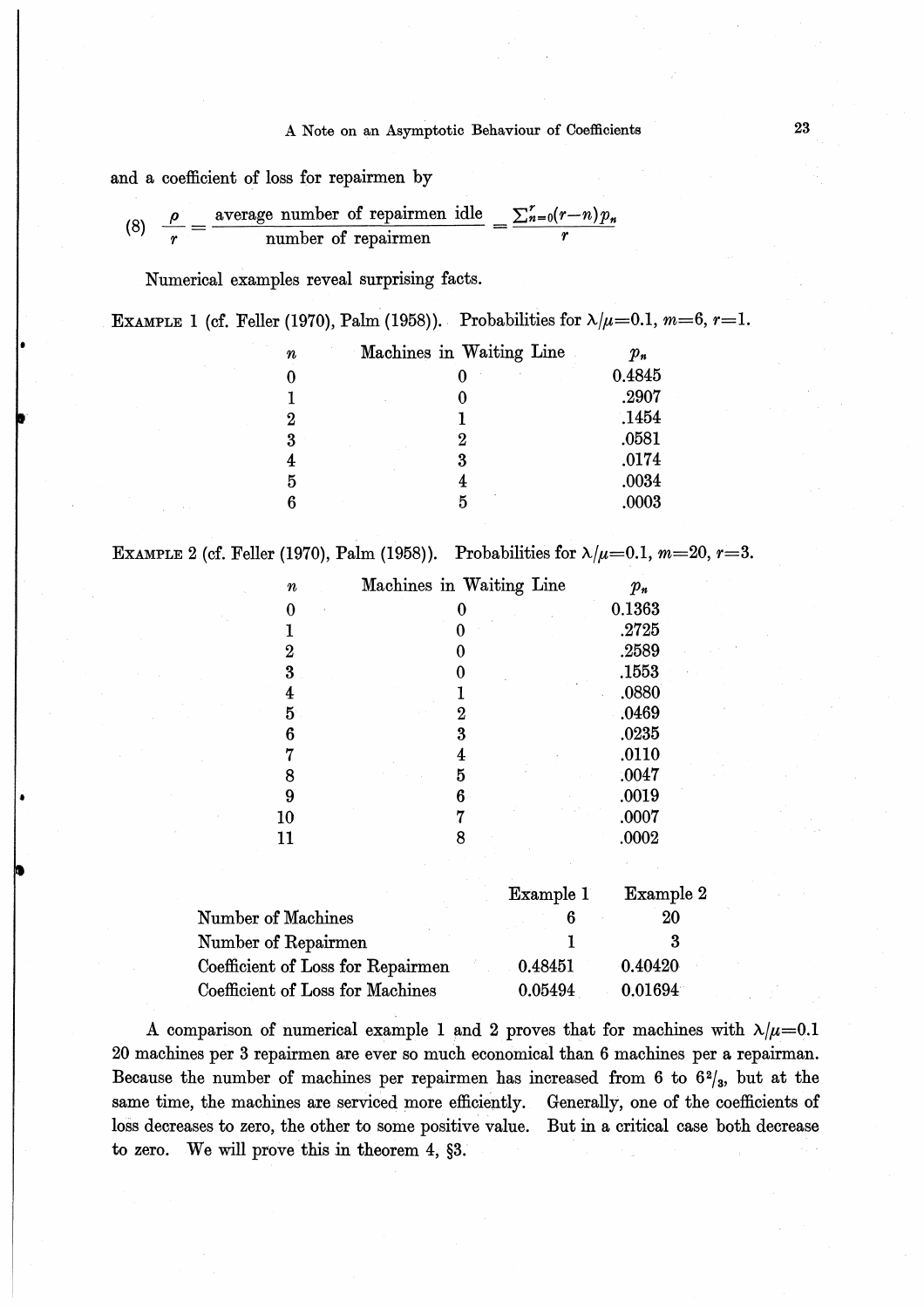and a coefficient of loss for repairmen by

$$\text{(8)} \quad \frac{\rho}{r} = \frac{\text{average number of repairmen idle}}{\text{number of repairmen}} = \frac{\sum_{n=0}^{r}(r-n)p_n}{r}$$

Numerical examples reveal surprising facts.

EXAMPLE 1 (cf. Feller (1970), Palm (1958)). Probabilities for $\lambda/\mu=0.1$, $m=6$, $r=1$.

| $n$ | Machines in Waiting Line | $p_n$ |
|---|---|---|
| 0 | 0 | 0.4845 |
| 1 | 0 | .2907 |
| 2 | 1 | .1454 |
| 3 | 2 | .0581 |
| 4 | 3 | .0174 |
| 5 | 4 | .0034 |
| 6 | 5 | .0003 |

EXAMPLE 2 (cf. Feller (1970), Palm (1958)). Probabilities for $\lambda/\mu=0.1$, $m=20$, $r=3$.

| $n$ | Machines in Waiting Line | $p_n$ |
|---|---|---|
| 0 | 0 | 0.1363 |
| 1 | 0 | .2725 |
| 2 | 0 | .2589 |
| 3 | 0 | .1553 |
| 4 | 1 | .0880 |
| 5 | 2 | .0469 |
| 6 | 3 | .0235 |
| 7 | 4 | .0110 |
| 8 | 5 | .0047 |
| 9 | 6 | .0019 |
| 10 | 7 | .0007 |
| 11 | 8 | .0002 |

| | Example 1 | Example 2 |
|---|---|---|
| Number of Machines | 6 | 20 |
| Number of Repairmen | 1 | 3 |
| Coefficient of Loss for Repairmen | 0.48451 | 0.40420 |
| Coefficient of Loss for Machines | 0.05494 | 0.01694 |

A comparison of numerical example 1 and 2 proves that for machines with $\lambda/\mu=0.1$ 20 machines per 3 repairmen are ever so much economical than 6 machines per a repairman. Because the number of machines per repairmen has increased from 6 to $6^2/_3$, but at the same time, the machines are serviced more efficiently. Generally, one of the coefficients of loss decreases to zero, the other to some positive value. But in a critical case both decrease to zero. We will prove this in theorem 4, §3.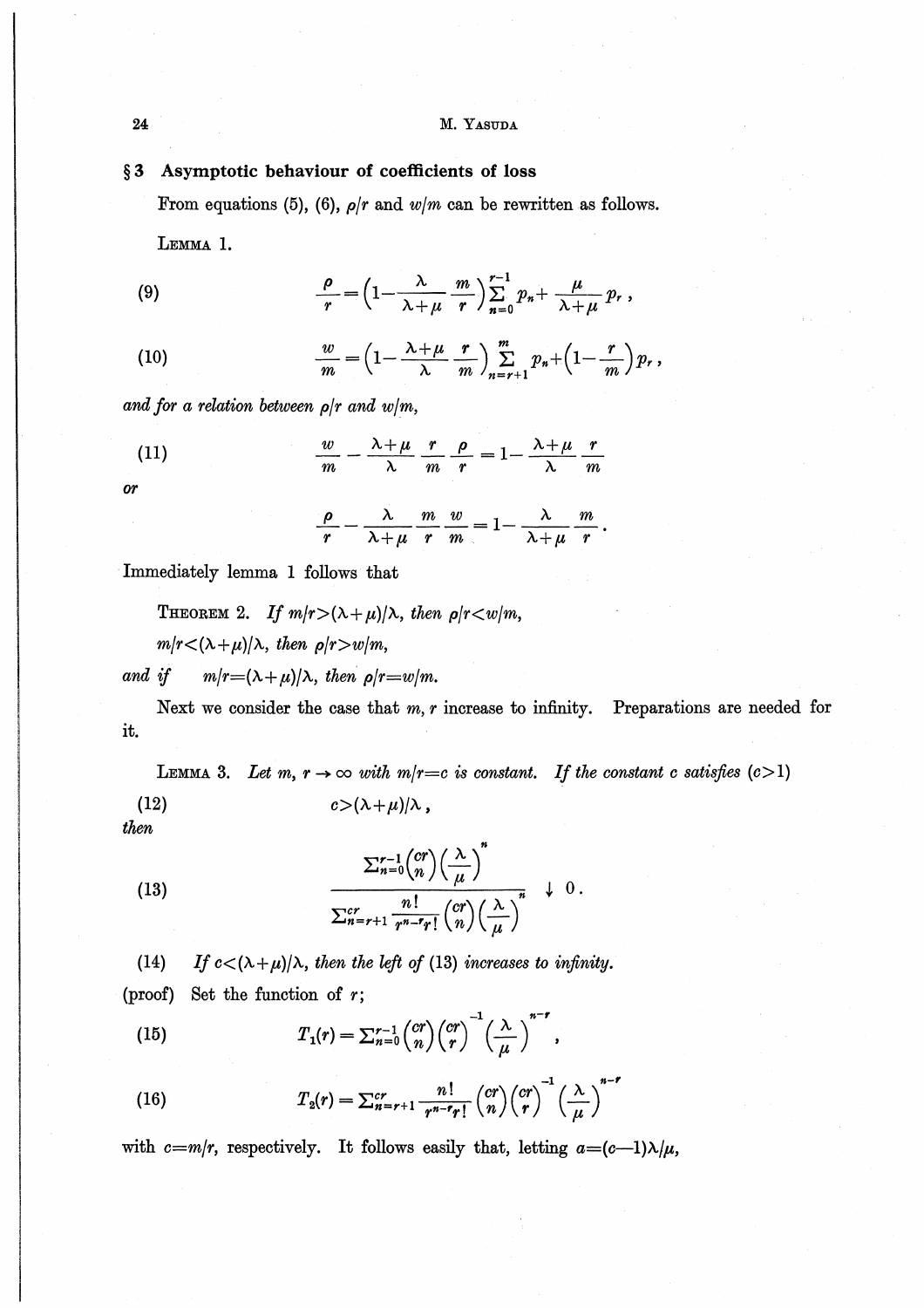## § 3 Asymptotic behaviour of coefficients of loss

From equations (5), (6), $\rho/r$ and $w/m$ can be rewritten as follows.

LEMMA 1.

$$\frac{\rho}{r}=\left(1-\frac{\lambda}{\lambda+\mu}\frac{m}{r}\right)\sum_{n=0}^{r-1}p_n+\frac{\mu}{\lambda+\mu}p_r\,, \tag{9}$$

$$\frac{w}{m}=\left(1-\frac{\lambda+\mu}{\lambda}\frac{r}{m}\right)\sum_{n=r+1}^{m}p_n+\left(1-\frac{r}{m}\right)p_r\,, \tag{10}$$

*and for a relation between $\rho/r$ and $w/m$,*

$$\frac{w}{m}-\frac{\lambda+\mu}{\lambda}\frac{r}{m}\frac{\rho}{r}=1-\frac{\lambda+\mu}{\lambda}\frac{r}{m} \tag{11}$$

*or*

$$\frac{\rho}{r}-\frac{\lambda}{\lambda+\mu}\frac{m}{r}\frac{w}{m}=1-\frac{\lambda}{\lambda+\mu}\frac{m}{r}\,.$$

Immediately lemma 1 follows that

THEOREM 2. *If $m/r>(\lambda+\mu)/\lambda$, then $\rho/r<w/m$,*

*$m/r<(\lambda+\mu)/\lambda$, then $\rho/r>w/m$,*

*and if $m/r=(\lambda+\mu)/\lambda$, then $\rho/r=w/m$.*

Next we consider the case that $m, r$ increase to infinity. Preparations are needed for it.

LEMMA 3. *Let $m, r\to\infty$ with $m/r=c$ is constant. If the constant $c$ satisfies $(c>1)$*

$$c>(\lambda+\mu)/\lambda\,, \tag{12}$$

*then*

$$\frac{\sum_{n=0}^{r-1}\binom{cr}{n}\left(\frac{\lambda}{\mu}\right)^n}{\sum_{n=r+1}^{cr}\frac{n!}{r^{n-r}r!}\binom{cr}{n}\left(\frac{\lambda}{\mu}\right)^n}\downarrow 0\,. \tag{13}$$

(14) *If $c<(\lambda+\mu)/\lambda$, then the left of (13) increases to infinity.*

(proof) Set the function of $r$;

$$T_1(r)=\sum_{n=0}^{r-1}\binom{cr}{n}\binom{cr}{r}^{-1}\left(\frac{\lambda}{\mu}\right)^{n-r}, \tag{15}$$

$$T_2(r)=\sum_{n=r+1}^{cr}\frac{n!}{r^{n-r}r!}\binom{cr}{n}\binom{cr}{r}^{-1}\left(\frac{\lambda}{\mu}\right)^{n-r} \tag{16}$$

with $c=m/r$, respectively. It follows easily that, letting $a=(c-1)\lambda/\mu$,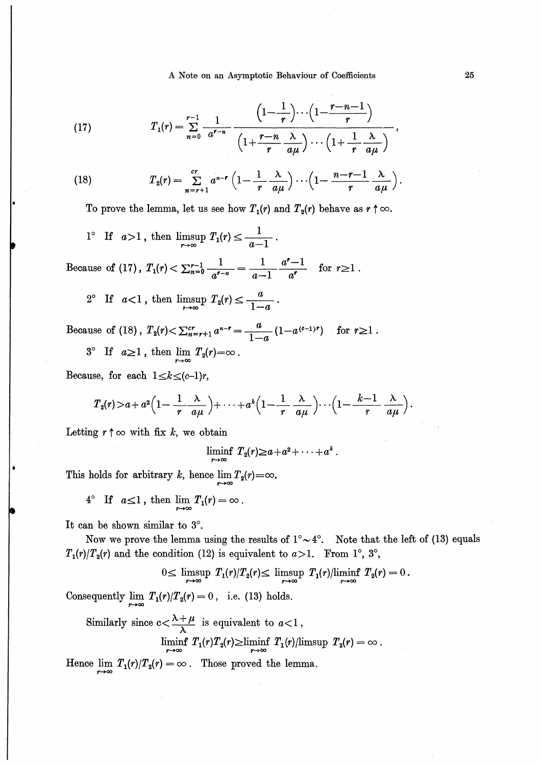$$T_1(r) = \sum_{n=0}^{r-1} \frac{1}{a^{r-n}} \frac{\left(1-\frac{1}{r}\right)\cdots\left(1-\frac{r-n-1}{r}\right)}{\left(1+\frac{r-n}{r}\frac{\lambda}{a\mu}\right)\cdots\left(1+\frac{1}{r}\frac{\lambda}{a\mu}\right)}, \tag{17}$$

$$T_2(r) = \sum_{n=r+1}^{cr} a^{n-r}\left(1-\frac{1}{r}\frac{\lambda}{a\mu}\right)\cdots\left(1-\frac{n-r-1}{r}\frac{\lambda}{a\mu}\right). \tag{18}$$

To prove the lemma, let us see how $T_1(r)$ and $T_2(r)$ behave as $r\uparrow\infty$.

1° If $a>1$, then $\limsup_{r\to\infty} T_1(r) \le \frac{1}{a-1}$.

Because of (17), $T_1(r) < \sum_{n=0}^{r-1} \frac{1}{a^{r-n}} = \frac{1}{a-1}\frac{a^r-1}{a^r}$ for $r\ge 1$.

2° If $a<1$, then $\limsup_{r\to\infty} T_2(r) \le \frac{a}{1-a}$.

Because of (18), $T_2(r) < \sum_{n=r+1}^{cr} a^{n-r} = \frac{a}{1-a}(1-a^{(c-1)r})$ for $r\ge 1$.

3° If $a\ge 1$, then $\lim_{r\to\infty} T_2(r) = \infty$.

Because, for each $1\le k\le (c-1)r$,

$$T_2(r) > a + a^2\left(1-\frac{1}{r}\frac{\lambda}{a\mu}\right)+\cdots+a^k\left(1-\frac{1}{r}\frac{\lambda}{a\mu}\right)\cdots\left(1-\frac{k-1}{r}\frac{\lambda}{a\mu}\right).$$

Letting $r\uparrow\infty$ with fix $k$, we obtain

$$\liminf_{r\to\infty} T_2(r) \ge a + a^2 + \cdots + a^k.$$

This holds for arbitrary $k$, hence $\lim_{r\to\infty} T_2(r) = \infty$.

4° If $a\le 1$, then $\lim_{r\to\infty} T_1(r) = \infty$.

It can be shown similar to 3°.

Now we prove the lemma using the results of 1°~4°. Note that the left of (13) equals $T_1(r)/T_2(r)$ and the condition (12) is equivalent to $a>1$. From 1°, 3°,

$$0 \le \limsup_{r\to\infty} T_1(r)/T_2(r) \le \limsup_{r\to\infty} T_1(r)/\liminf_{r\to\infty} T_2(r) = 0.$$

Consequently $\lim_{r\to\infty} T_1(r)/T_2(r) = 0$, i.e. (13) holds.

Similarly since $c < \frac{\lambda+\mu}{\lambda}$ is equivalent to $a<1$,

$$\liminf_{r\to\infty} T_1(r) T_2(r) \ge \liminf_{r\to\infty} T_1(r)/\limsup T_2(r) = \infty.$$

Hence $\lim_{r\to\infty} T_1(r)/T_2(r) = \infty$. Those proved the lemma.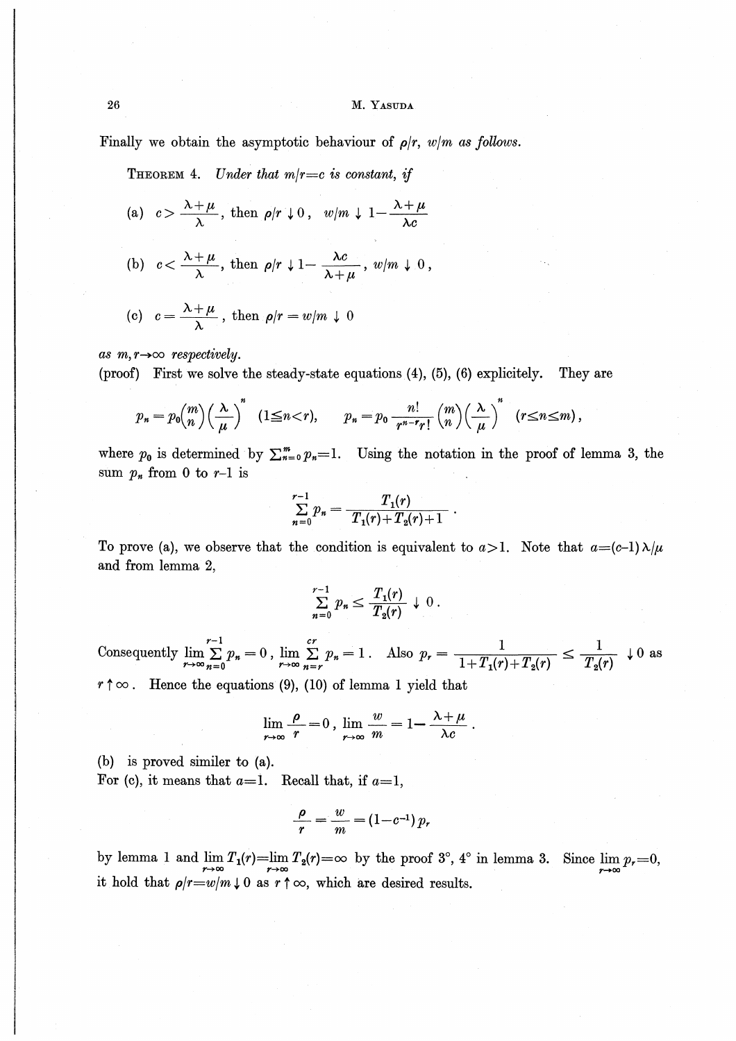Finally we obtain the asymptotic behaviour of $\rho/r$, $w/m$ *as follows.*

THEOREM 4. *Under that $m/r=c$ is constant, if*

(a) $c>\dfrac{\lambda+\mu}{\lambda}$, then $\rho/r \downarrow 0$, $w/m \downarrow 1-\dfrac{\lambda+\mu}{\lambda c}$

(b) $c<\dfrac{\lambda+\mu}{\lambda}$, then $\rho/r \downarrow 1-\dfrac{\lambda c}{\lambda+\mu}$, $w/m \downarrow 0$,

(c) $c=\dfrac{\lambda+\mu}{\lambda}$, then $\rho/r = w/m \downarrow 0$

*as $m, r \to \infty$ respectively.*

(proof) First we solve the steady-state equations (4), (5), (6) explicitely. They are

$$p_n = p_0 \binom{m}{n} \left(\frac{\lambda}{\mu}\right)^n \quad (1 \leq n < r), \qquad p_n = p_0 \frac{n!}{r^{n-r} r!} \binom{m}{n} \left(\frac{\lambda}{\mu}\right)^n \quad (r \leq n \leq m),$$

where $p_0$ is determined by $\sum_{n=0}^{m} p_n = 1$. Using the notation in the proof of lemma 3, the sum $p_n$ from 0 to $r$-1 is

$$\sum_{n=0}^{r-1} p_n = \frac{T_1(r)}{T_1(r)+T_2(r)+1}.$$

To prove (a), we observe that the condition is equivalent to $a>1$. Note that $a=(c-1)\lambda/\mu$ and from lemma 2,

$$\sum_{n=0}^{r-1} p_n \leq \frac{T_1(r)}{T_2(r)} \downarrow 0.$$

Consequently $\lim_{r\to\infty} \sum_{n=0}^{r-1} p_n = 0$, $\lim_{r\to\infty} \sum_{n=r}^{cr} p_n = 1$. Also $p_r = \dfrac{1}{1+T_1(r)+T_2(r)} \leq \dfrac{1}{T_2(r)} \downarrow 0$ as $r \uparrow \infty$. Hence the equations (9), (10) of lemma 1 yield that

$$\lim_{r\to\infty} \frac{\rho}{r} = 0, \quad \lim_{r\to\infty} \frac{w}{m} = 1 - \frac{\lambda+\mu}{\lambda c}.$$

(b) is proved similer to (a).

For (c), it means that $a=1$. Recall that, if $a=1$,

$$\frac{\rho}{r} = \frac{w}{m} = (1-c^{-1})p_r$$

by lemma 1 and $\lim_{r\to\infty} T_1(r) = \lim_{r\to\infty} T_2(r) = \infty$ by the proof 3°, 4° in lemma 3. Since $\lim_{r\to\infty} p_r = 0$, it hold that $\rho/r = w/m \downarrow 0$ as $r \uparrow \infty$, which are desired results.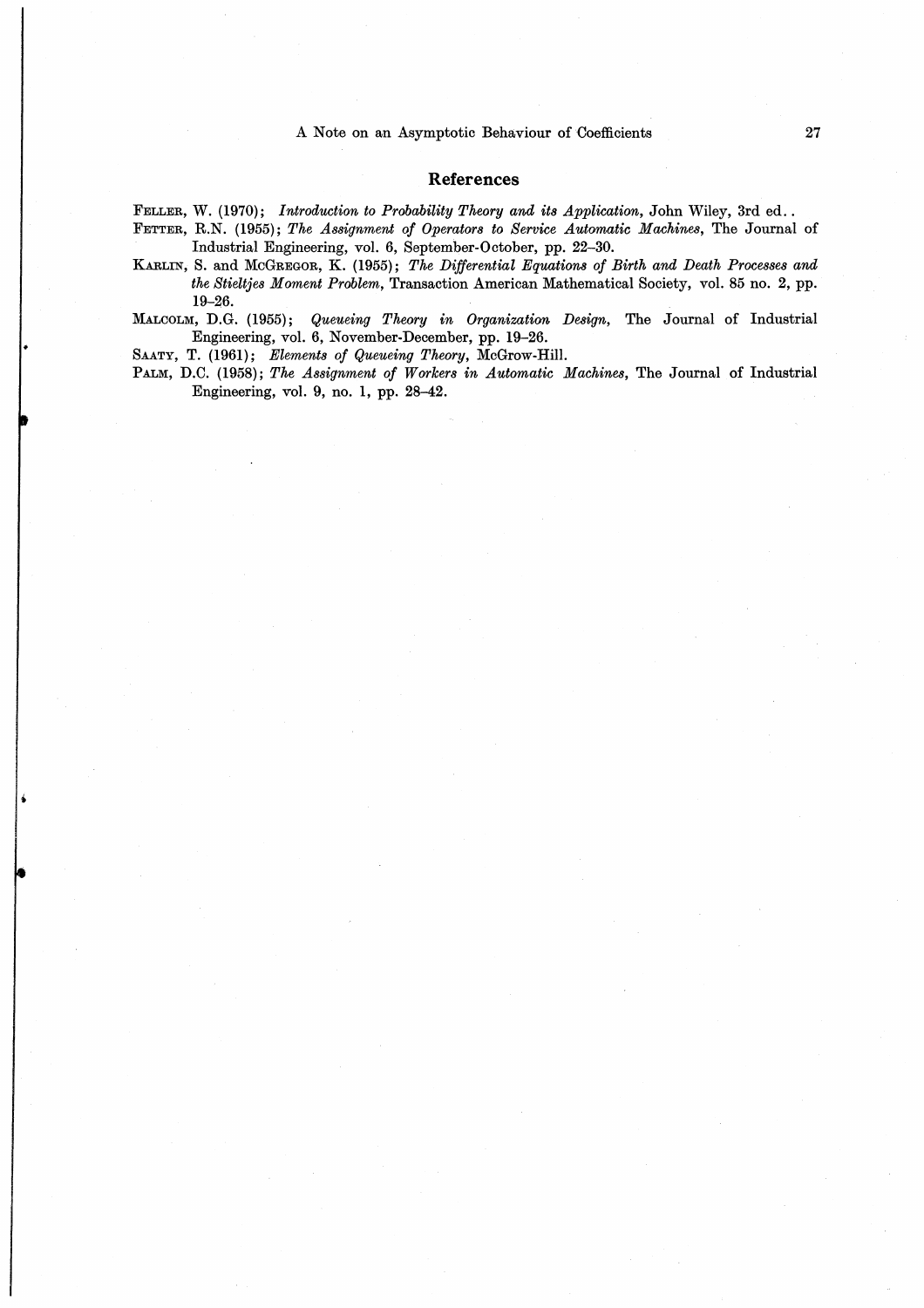## References

Feller, W. (1970); *Introduction to Probability Theory and its Application*, John Wiley, 3rd ed..

Fetter, R.N. (1955); *The Assignment of Operators to Service Automatic Machines*, The Journal of Industrial Engineering, vol. 6, September-October, pp. 22–30.

Karlin, S. and McGregor, K. (1955); *The Differential Equations of Birth and Death Processes and the Stieltjes Moment Problem*, Transaction American Mathematical Society, vol. 85 no. 2, pp. 19–26.

Malcolm, D.G. (1955); *Queueing Theory in Organization Design*, The Journal of Industrial Engineering, vol. 6, November-December, pp. 19–26.

Saaty, T. (1961); *Elements of Queueing Theory*, McGrow-Hill.

Palm, D.C. (1958); *The Assignment of Workers in Automatic Machines*, The Journal of Industrial Engineering, vol. 9, no. 1, pp. 28–42.